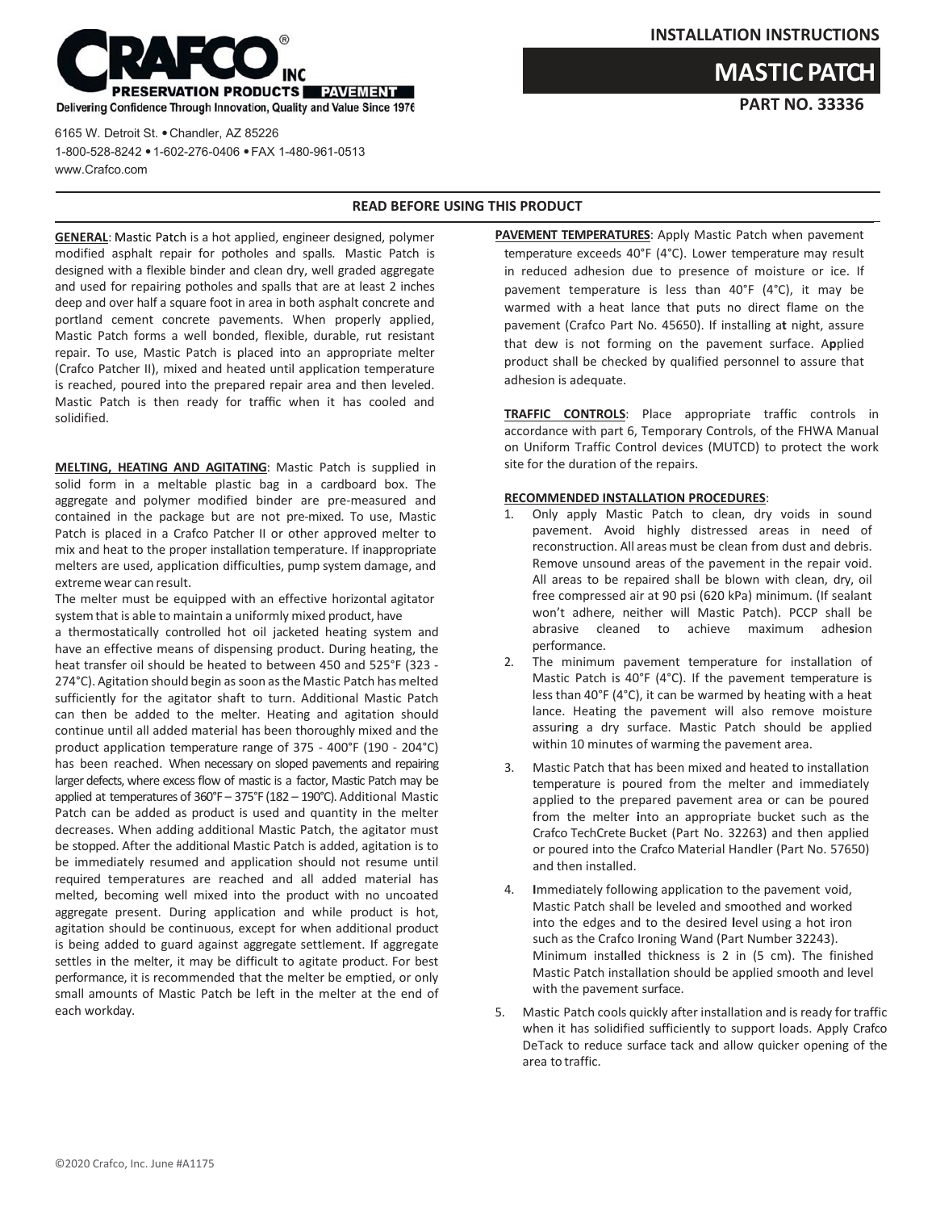CRAFCO® INC

PRESERVATION PRODUCTS | PAVEMENT

Delivering Confidence Through Innovation, Quality and Value Since 1976

6165 W. Detroit St. • Chandler, AZ 85226
1-800-528-8242 • 1-602-276-0406 • FAX 1-480-961-0513
www.Crafco.com

**INSTALLATION INSTRUCTIONS**

# MASTIC PATCH

**PART NO. 33336**

**READ BEFORE USING THIS PRODUCT**

**GENERAL**: Mastic Patch is a hot applied, engineer designed, polymer modified asphalt repair for potholes and spalls. Mastic Patch is designed with a flexible binder and clean dry, well graded aggregate and used for repairing potholes and spalls that are at least 2 inches deep and over half a square foot in area in both asphalt concrete and portland cement concrete pavements. When properly applied, Mastic Patch forms a well bonded, flexible, durable, rut resistant repair. To use, Mastic Patch is placed into an appropriate melter (Crafco Patcher II), mixed and heated until application temperature is reached, poured into the prepared repair area and then leveled. Mastic Patch is then ready for traffic when it has cooled and solidified.

**MELTING, HEATING AND AGITATING**: Mastic Patch is supplied in solid form in a meltable plastic bag in a cardboard box. The aggregate and polymer modified binder are pre-measured and contained in the package but are not pre-mixed. To use, Mastic Patch is placed in a Crafco Patcher II or other approved melter to mix and heat to the proper installation temperature. If inappropriate melters are used, application difficulties, pump system damage, and extreme wear can result.

The melter must be equipped with an effective horizontal agitator system that is able to maintain a uniformly mixed product, have a thermostatically controlled hot oil jacketed heating system and have an effective means of dispensing product. During heating, the heat transfer oil should be heated to between 450 and 525°F (323 - 274°C). Agitation should begin as soon as the Mastic Patch has melted sufficiently for the agitator shaft to turn. Additional Mastic Patch can then be added to the melter. Heating and agitation should continue until all added material has been thoroughly mixed and the product application temperature range of 375 - 400°F (190 - 204°C) has been reached. When necessary on sloped pavements and repairing larger defects, where excess flow of mastic is a factor, Mastic Patch may be applied at temperatures of 360°F – 375°F (182 – 190°C). Additional Mastic Patch can be added as product is used and quantity in the melter decreases. When adding additional Mastic Patch, the agitator must be stopped. After the additional Mastic Patch is added, agitation is to be immediately resumed and application should not resume until required temperatures are reached and all added material has melted, becoming well mixed into the product with no uncoated aggregate present. During application and while product is hot, agitation should be continuous, except for when additional product is being added to guard against aggregate settlement. If aggregate settles in the melter, it may be difficult to agitate product. For best performance, it is recommended that the melter be emptied, or only small amounts of Mastic Patch be left in the melter at the end of each workday.

**PAVEMENT TEMPERATURES**: Apply Mastic Patch when pavement temperature exceeds 40°F (4°C). Lower temperature may result in reduced adhesion due to presence of moisture or ice. If pavement temperature is less than 40°F (4°C), it may be warmed with a heat lance that puts no direct flame on the pavement (Crafco Part No. 45650). If installing at night, assure that dew is not forming on the pavement surface. Applied product shall be checked by qualified personnel to assure that adhesion is adequate.

**TRAFFIC CONTROLS**: Place appropriate traffic controls in accordance with part 6, Temporary Controls, of the FHWA Manual on Uniform Traffic Control devices (MUTCD) to protect the work site for the duration of the repairs.

**RECOMMENDED INSTALLATION PROCEDURES**:

1. Only apply Mastic Patch to clean, dry voids in sound pavement. Avoid highly distressed areas in need of reconstruction. All areas must be clean from dust and debris. Remove unsound areas of the pavement in the repair void. All areas to be repaired shall be blown with clean, dry, oil free compressed air at 90 psi (620 kPa) minimum. (If sealant won't adhere, neither will Mastic Patch). PCCP shall be abrasive cleaned to achieve maximum adhesion performance.
2. The minimum pavement temperature for installation of Mastic Patch is 40°F (4°C). If the pavement temperature is less than 40°F (4°C), it can be warmed by heating with a heat lance. Heating the pavement will also remove moisture assuring a dry surface. Mastic Patch should be applied within 10 minutes of warming the pavement area.
3. Mastic Patch that has been mixed and heated to installation temperature is poured from the melter and immediately applied to the prepared pavement area or can be poured from the melter into an appropriate bucket such as the Crafco TechCrete Bucket (Part No. 32263) and then applied or poured into the Crafco Material Handler (Part No. 57650) and then installed.
4. Immediately following application to the pavement void, Mastic Patch shall be leveled and smoothed and worked into the edges and to the desired level using a hot iron such as the Crafco Ironing Wand (Part Number 32243). Minimum installed thickness is 2 in (5 cm). The finished Mastic Patch installation should be applied smooth and level with the pavement surface.
5. Mastic Patch cools quickly after installation and is ready for traffic when it has solidified sufficiently to support loads. Apply Crafco DeTack to reduce surface tack and allow quicker opening of the area to traffic.

©2020 Crafco, Inc. June #A1175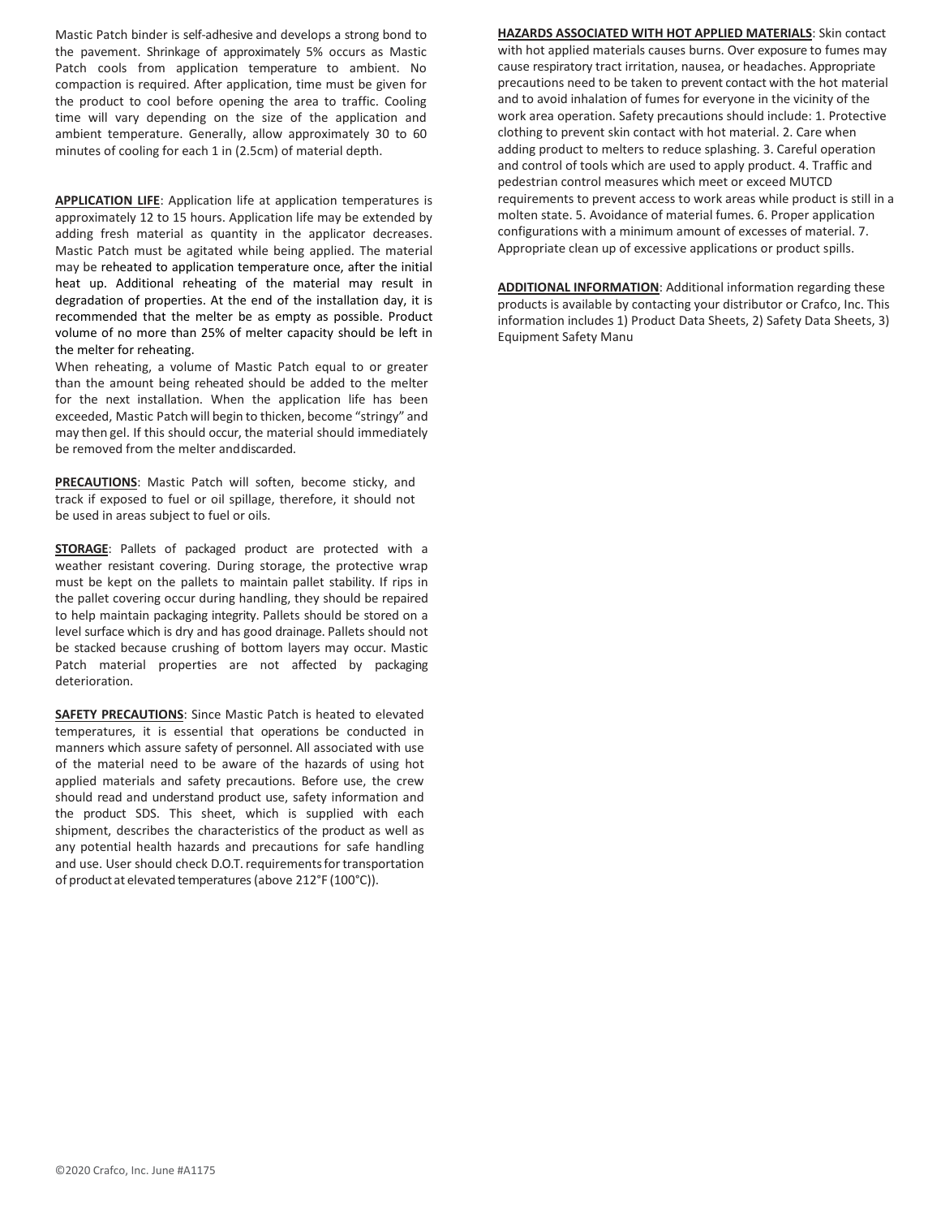Mastic Patch binder is self-adhesive and develops a strong bond to the pavement. Shrinkage of approximately 5% occurs as Mastic Patch cools from application temperature to ambient. No compaction is required. After application, time must be given for the product to cool before opening the area to traffic. Cooling time will vary depending on the size of the application and ambient temperature. Generally, allow approximately 30 to 60 minutes of cooling for each 1 in (2.5cm) of material depth.

**APPLICATION LIFE**: Application life at application temperatures is approximately 12 to 15 hours. Application life may be extended by adding fresh material as quantity in the applicator decreases. Mastic Patch must be agitated while being applied. The material may be reheated to application temperature once, after the initial heat up. Additional reheating of the material may result in degradation of properties. At the end of the installation day, it is recommended that the melter be as empty as possible. Product volume of no more than 25% of melter capacity should be left in the melter for reheating.

When reheating, a volume of Mastic Patch equal to or greater than the amount being reheated should be added to the melter for the next installation. When the application life has been exceeded, Mastic Patch will begin to thicken, become "stringy" and may then gel. If this should occur, the material should immediately be removed from the melter anddiscarded.

**PRECAUTIONS**: Mastic Patch will soften, become sticky, and track if exposed to fuel or oil spillage, therefore, it should not be used in areas subject to fuel or oils.

**STORAGE**: Pallets of packaged product are protected with a weather resistant covering. During storage, the protective wrap must be kept on the pallets to maintain pallet stability. If rips in the pallet covering occur during handling, they should be repaired to help maintain packaging integrity. Pallets should be stored on a level surface which is dry and has good drainage. Pallets should not be stacked because crushing of bottom layers may occur. Mastic Patch material properties are not affected by packaging deterioration.

**SAFETY PRECAUTIONS**: Since Mastic Patch is heated to elevated temperatures, it is essential that operations be conducted in manners which assure safety of personnel. All associated with use of the material need to be aware of the hazards of using hot applied materials and safety precautions. Before use, the crew should read and understand product use, safety information and the product SDS. This sheet, which is supplied with each shipment, describes the characteristics of the product as well as any potential health hazards and precautions for safe handling and use. User should check D.O.T. requirements for transportation of product at elevated temperatures (above 212°F (100°C)).

**HAZARDS ASSOCIATED WITH HOT APPLIED MATERIALS**: Skin contact with hot applied materials causes burns. Over exposure to fumes may cause respiratory tract irritation, nausea, or headaches. Appropriate precautions need to be taken to prevent contact with the hot material and to avoid inhalation of fumes for everyone in the vicinity of the work area operation. Safety precautions should include: 1. Protective clothing to prevent skin contact with hot material. 2. Care when adding product to melters to reduce splashing. 3. Careful operation and control of tools which are used to apply product. 4. Traffic and pedestrian control measures which meet or exceed MUTCD requirements to prevent access to work areas while product is still in a molten state. 5. Avoidance of material fumes. 6. Proper application configurations with a minimum amount of excesses of material. 7. Appropriate clean up of excessive applications or product spills.

**ADDITIONAL INFORMATION**: Additional information regarding these products is available by contacting your distributor or Crafco, Inc. This information includes 1) Product Data Sheets, 2) Safety Data Sheets, 3) Equipment Safety Manu

©2020 Crafco, Inc. June #A1175